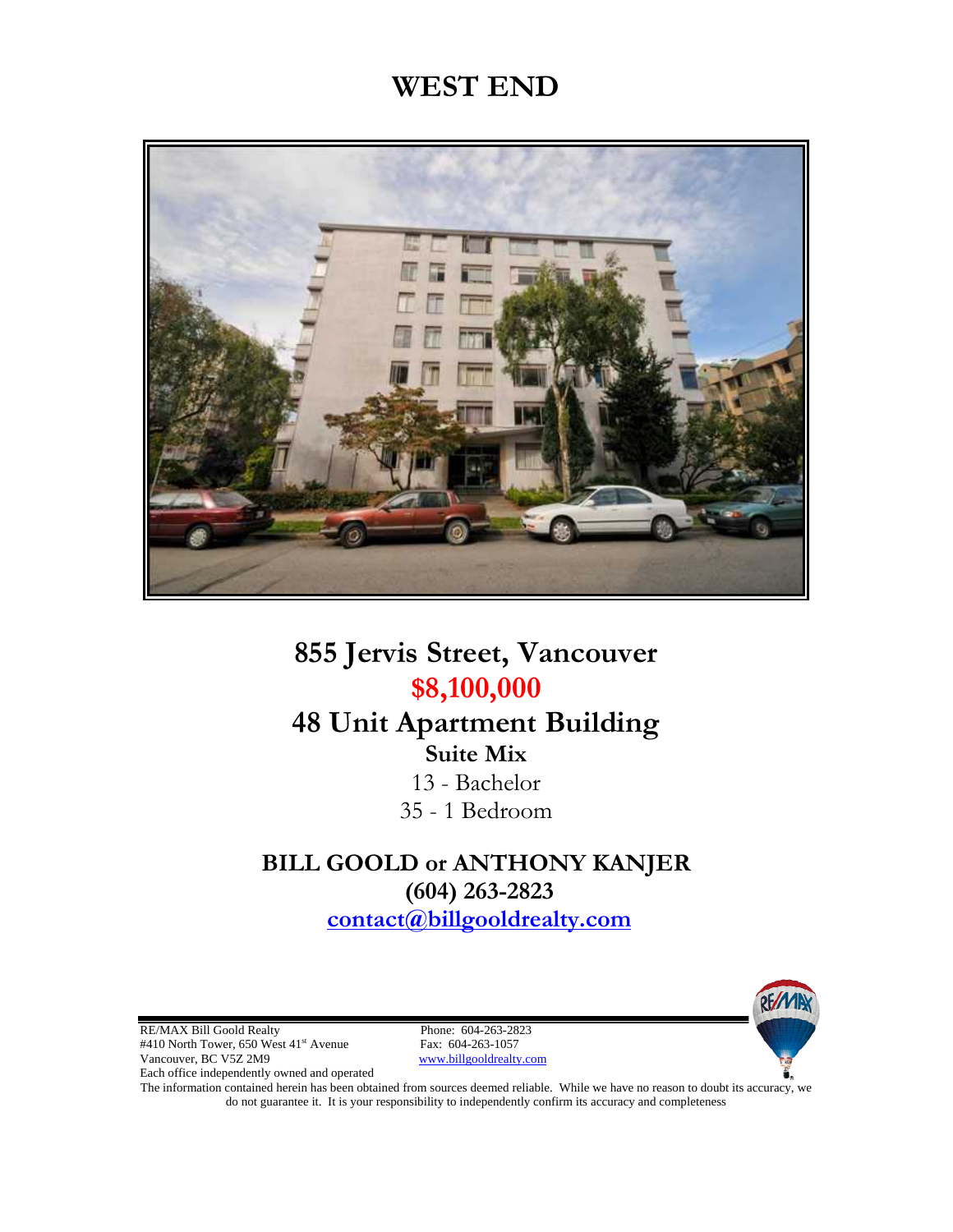# WEST END

## 855 Jervis Street, Vancouver

## $8,100,000

## 48 Unit Apartment Building

**Suite Mix**

13 - Bachelor

35 - 1 Bedroom

**BILL GOOLD or ANTHONY KANJER**

**(604) 263-2823**

**contact@billgooldrealty.com**

RE/MAX Bill Goold Realty
#410 North Tower, 650 West 41st Avenue
Vancouver, BC V5Z 2M9
Each office independently owned and operated

Phone: 604-263-2823
Fax: 604-263-1057
www.billgooldrealty.com

The information contained herein has been obtained from sources deemed reliable. While we have no reason to doubt its accuracy, we do not guarantee it. It is your responsibility to independently confirm its accuracy and completeness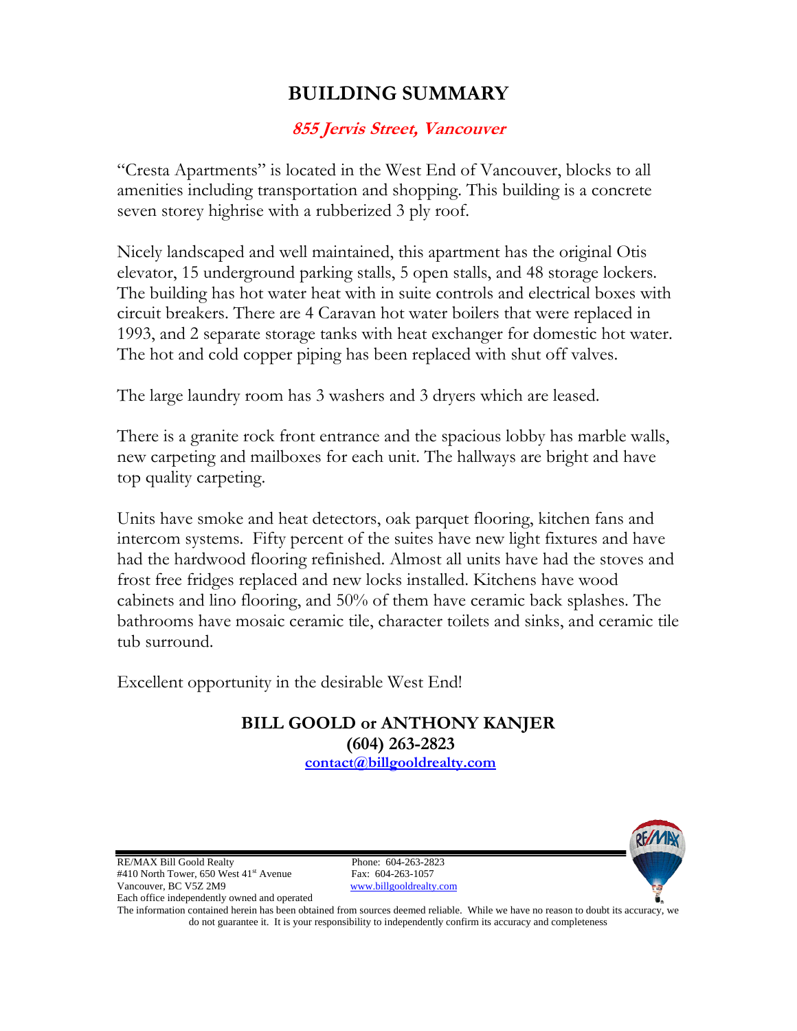# BUILDING SUMMARY

## *855 Jervis Street, Vancouver*

"Cresta Apartments" is located in the West End of Vancouver, blocks to all amenities including transportation and shopping. This building is a concrete seven storey highrise with a rubberized 3 ply roof.

Nicely landscaped and well maintained, this apartment has the original Otis elevator, 15 underground parking stalls, 5 open stalls, and 48 storage lockers. The building has hot water heat with in suite controls and electrical boxes with circuit breakers. There are 4 Caravan hot water boilers that were replaced in 1993, and 2 separate storage tanks with heat exchanger for domestic hot water. The hot and cold copper piping has been replaced with shut off valves.

The large laundry room has 3 washers and 3 dryers which are leased.

There is a granite rock front entrance and the spacious lobby has marble walls, new carpeting and mailboxes for each unit. The hallways are bright and have top quality carpeting.

Units have smoke and heat detectors, oak parquet flooring, kitchen fans and intercom systems. Fifty percent of the suites have new light fixtures and have had the hardwood flooring refinished. Almost all units have had the stoves and frost free fridges replaced and new locks installed. Kitchens have wood cabinets and lino flooring, and 50% of them have ceramic back splashes. The bathrooms have mosaic ceramic tile, character toilets and sinks, and ceramic tile tub surround.

Excellent opportunity in the desirable West End!

**BILL GOOLD or ANTHONY KANJER**
**(604) 263-2823**
**contact@billgooldrealty.com**

RE/MAX Bill Goold Realty
#410 North Tower, 650 West 41st Avenue
Vancouver, BC V5Z 2M9
Each office independently owned and operated

Phone: 604-263-2823
Fax: 604-263-1057
www.billgooldrealty.com

The information contained herein has been obtained from sources deemed reliable. While we have no reason to doubt its accuracy, we do not guarantee it. It is your responsibility to independently confirm its accuracy and completeness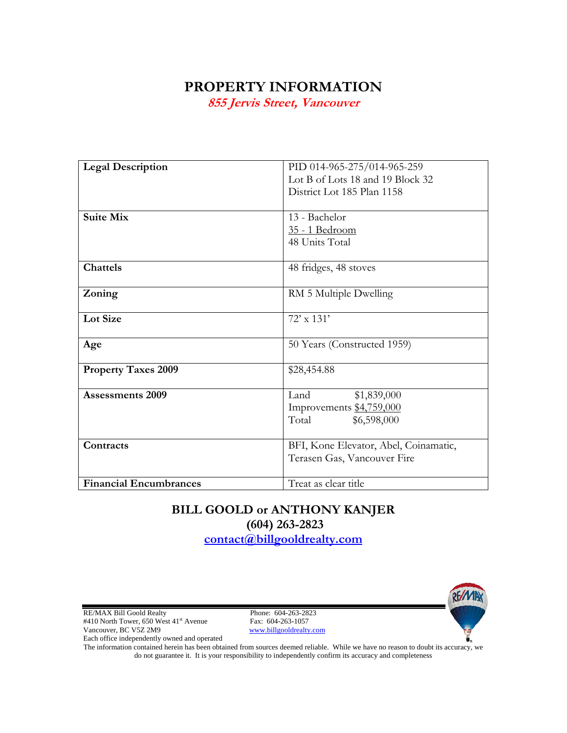# PROPERTY INFORMATION

***855 Jervis Street, Vancouver***

| | |
|---|---|
| **Legal Description** | PID 014-965-275/014-965-259<br>Lot B of Lots 18 and 19 Block 32<br>District Lot 185 Plan 1158 |
| **Suite Mix** | 13 - Bachelor<br>35 - 1 Bedroom<br>48 Units Total |
| **Chattels** | 48 fridges, 48 stoves |
| **Zoning** | RM 5 Multiple Dwelling |
| **Lot Size** | 72' x 131' |
| **Age** | 50 Years (Constructed 1959) |
| **Property Taxes 2009** | $28,454.88 |
| **Assessments 2009** | Land $1,839,000<br>Improvements $4,759,000<br>Total $6,598,000 |
| **Contracts** | BFI, Kone Elevator, Abel, Coinamatic, Terasen Gas, Vancouver Fire |
| **Financial Encumbrances** | Treat as clear title |

## BILL GOOLD or ANTHONY KANJER

**(604) 263-2823**

**contact@billgooldrealty.com**

RE/MAX Bill Goold Realty
#410 North Tower, 650 West 41st Avenue
Vancouver, BC V5Z 2M9
Each office independently owned and operated

Phone: 604-263-2823
Fax: 604-263-1057
www.billgooldrealty.com

The information contained herein has been obtained from sources deemed reliable. While we have no reason to doubt its accuracy, we do not guarantee it. It is your responsibility to independently confirm its accuracy and completeness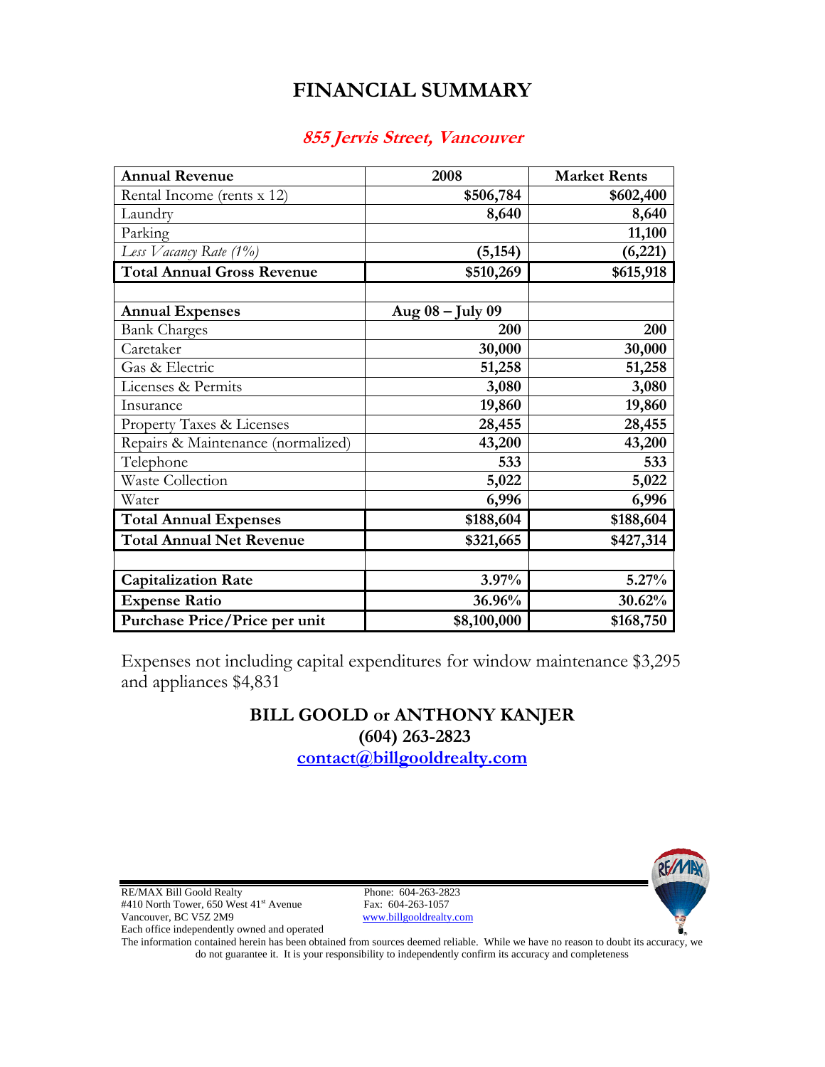# FINANCIAL SUMMARY

## *855 Jervis Street, Vancouver*

| **Annual Revenue** | **2008** | **Market Rents** |
|---|---|---|
| Rental Income (rents x 12) | **$506,784** | **$602,400** |
| Laundry | **8,640** | **8,640** |
| Parking | | **11,100** |
| *Less Vacancy Rate (1%)* | **(5,154)** | **(6,221)** |
| **Total Annual Gross Revenue** | **$510,269** | **$615,918** |
| | | |
| **Annual Expenses** | **Aug 08 – July 09** | |
| Bank Charges | **200** | **200** |
| Caretaker | **30,000** | **30,000** |
| Gas & Electric | **51,258** | **51,258** |
| Licenses & Permits | **3,080** | **3,080** |
| Insurance | **19,860** | **19,860** |
| Property Taxes & Licenses | **28,455** | **28,455** |
| Repairs & Maintenance (normalized) | **43,200** | **43,200** |
| Telephone | **533** | **533** |
| Waste Collection | **5,022** | **5,022** |
| Water | **6,996** | **6,996** |
| **Total Annual Expenses** | **$188,604** | **$188,604** |
| **Total Annual Net Revenue** | **$321,665** | **$427,314** |
| | | |
| **Capitalization Rate** | 3.97% | 5.27% |
| **Expense Ratio** | **36.96%** | **30.62%** |
| **Purchase Price/Price per unit** | **$8,100,000** | **$168,750** |

Expenses not including capital expenditures for window maintenance $3,295 and appliances $4,831

**BILL GOOLD or ANTHONY KANJER**
**(604) 263-2823**
**contact@billgooldrealty.com**

RE/MAX Bill Goold Realty
#410 North Tower, 650 West 41st Avenue
Vancouver, BC V5Z 2M9
Each office independently owned and operated

Phone: 604-263-2823
Fax: 604-263-1057
www.billgooldrealty.com

The information contained herein has been obtained from sources deemed reliable. While we have no reason to doubt its accuracy, we do not guarantee it. It is your responsibility to independently confirm its accuracy and completeness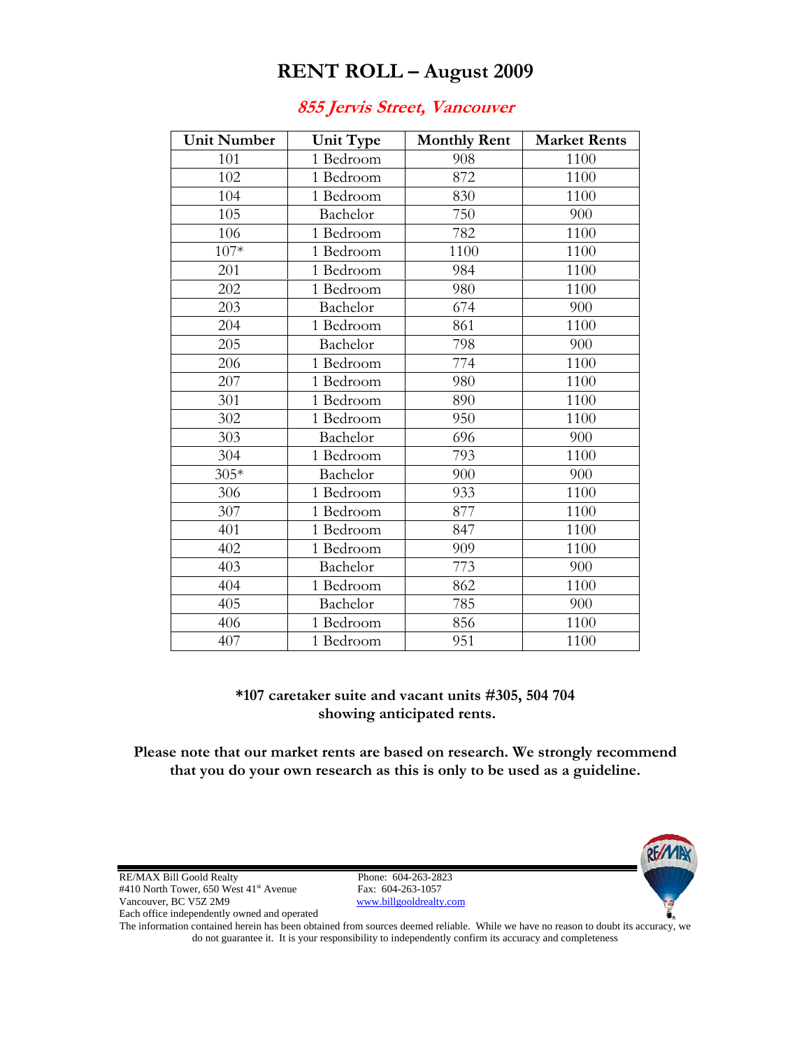# RENT ROLL – August 2009

## *855 Jervis Street, Vancouver*

| Unit Number | Unit Type | Monthly Rent | Market Rents |
|---|---|---|---|
| 101 | 1 Bedroom | 908 | 1100 |
| 102 | 1 Bedroom | 872 | 1100 |
| 104 | 1 Bedroom | 830 | 1100 |
| 105 | Bachelor | 750 | 900 |
| 106 | 1 Bedroom | 782 | 1100 |
| 107* | 1 Bedroom | 1100 | 1100 |
| 201 | 1 Bedroom | 984 | 1100 |
| 202 | 1 Bedroom | 980 | 1100 |
| 203 | Bachelor | 674 | 900 |
| 204 | 1 Bedroom | 861 | 1100 |
| 205 | Bachelor | 798 | 900 |
| 206 | 1 Bedroom | 774 | 1100 |
| 207 | 1 Bedroom | 980 | 1100 |
| 301 | 1 Bedroom | 890 | 1100 |
| 302 | 1 Bedroom | 950 | 1100 |
| 303 | Bachelor | 696 | 900 |
| 304 | 1 Bedroom | 793 | 1100 |
| 305* | Bachelor | 900 | 900 |
| 306 | 1 Bedroom | 933 | 1100 |
| 307 | 1 Bedroom | 877 | 1100 |
| 401 | 1 Bedroom | 847 | 1100 |
| 402 | 1 Bedroom | 909 | 1100 |
| 403 | Bachelor | 773 | 900 |
| 404 | 1 Bedroom | 862 | 1100 |
| 405 | Bachelor | 785 | 900 |
| 406 | 1 Bedroom | 856 | 1100 |
| 407 | 1 Bedroom | 951 | 1100 |

**\*107 caretaker suite and vacant units #305, 504 704 showing anticipated rents.**

**Please note that our market rents are based on research. We strongly recommend that you do your own research as this is only to be used as a guideline.**

RE/MAX Bill Goold Realty
#410 North Tower, 650 West 41st Avenue
Vancouver, BC V5Z 2M9
Each office independently owned and operated

Phone: 604-263-2823
Fax: 604-263-1057
www.billgooldrealty.com

The information contained herein has been obtained from sources deemed reliable. While we have no reason to doubt its accuracy, we do not guarantee it. It is your responsibility to independently confirm its accuracy and completeness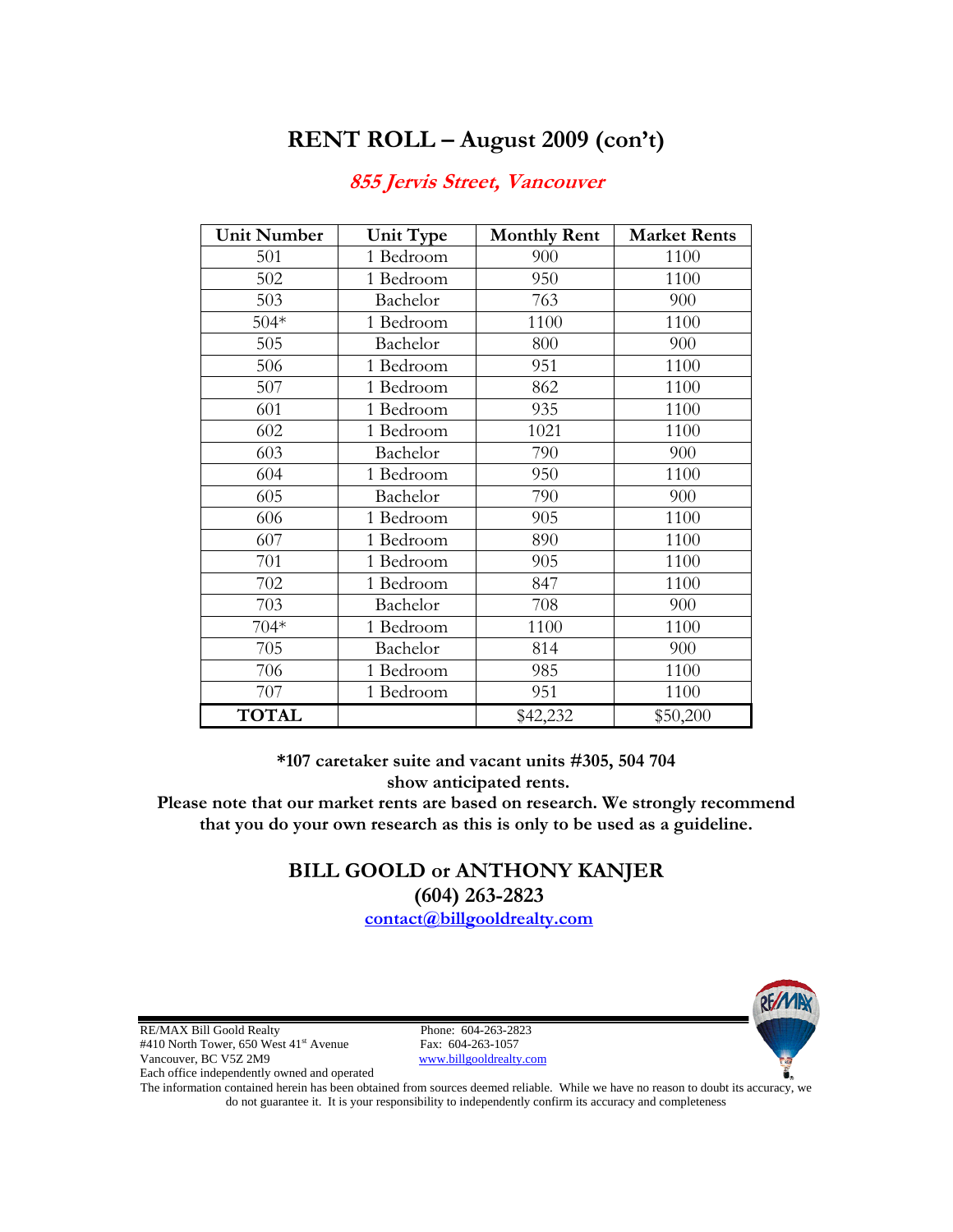# RENT ROLL – August 2009 (con't)

## *855 Jervis Street, Vancouver*

| Unit Number | Unit Type | Monthly Rent | Market Rents |
|---|---|---|---|
| 501 | 1 Bedroom | 900 | 1100 |
| 502 | 1 Bedroom | 950 | 1100 |
| 503 | Bachelor | 763 | 900 |
| 504* | 1 Bedroom | 1100 | 1100 |
| 505 | Bachelor | 800 | 900 |
| 506 | 1 Bedroom | 951 | 1100 |
| 507 | 1 Bedroom | 862 | 1100 |
| 601 | 1 Bedroom | 935 | 1100 |
| 602 | 1 Bedroom | 1021 | 1100 |
| 603 | Bachelor | 790 | 900 |
| 604 | 1 Bedroom | 950 | 1100 |
| 605 | Bachelor | 790 | 900 |
| 606 | 1 Bedroom | 905 | 1100 |
| 607 | 1 Bedroom | 890 | 1100 |
| 701 | 1 Bedroom | 905 | 1100 |
| 702 | 1 Bedroom | 847 | 1100 |
| 703 | Bachelor | 708 | 900 |
| 704* | 1 Bedroom | 1100 | 1100 |
| 705 | Bachelor | 814 | 900 |
| 706 | 1 Bedroom | 985 | 1100 |
| 707 | 1 Bedroom | 951 | 1100 |
| **TOTAL** | | $42,232 | $50,200 |

**\*107 caretaker suite and vacant units #305, 504 704 show anticipated rents.**
**Please note that our market rents are based on research. We strongly recommend that you do your own research as this is only to be used as a guideline.**

**BILL GOOLD or ANTHONY KANJER**
**(604) 263-2823**
**contact@billgooldrealty.com**

RE/MAX Bill Goold Realty
#410 North Tower, 650 West 41st Avenue
Vancouver, BC V5Z 2M9
Each office independently owned and operated

Phone: 604-263-2823
Fax: 604-263-1057
www.billgooldrealty.com

The information contained herein has been obtained from sources deemed reliable. While we have no reason to doubt its accuracy, we do not guarantee it. It is your responsibility to independently confirm its accuracy and completeness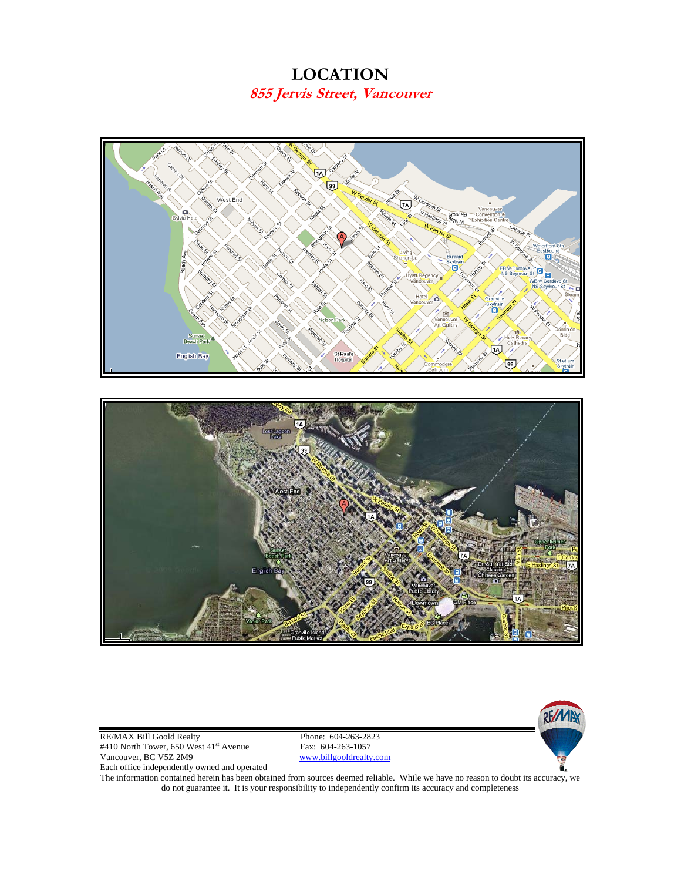# LOCATION

***855 Jervis Street, Vancouver***

RE/MAX Bill Goold Realty
#410 North Tower, 650 West 41st Avenue
Vancouver, BC V5Z 2M9
Each office independently owned and operated

Phone: 604-263-2823
Fax: 604-263-1057
www.billgooldrealty.com

The information contained herein has been obtained from sources deemed reliable. While we have no reason to doubt its accuracy, we do not guarantee it. It is your responsibility to independently confirm its accuracy and completeness